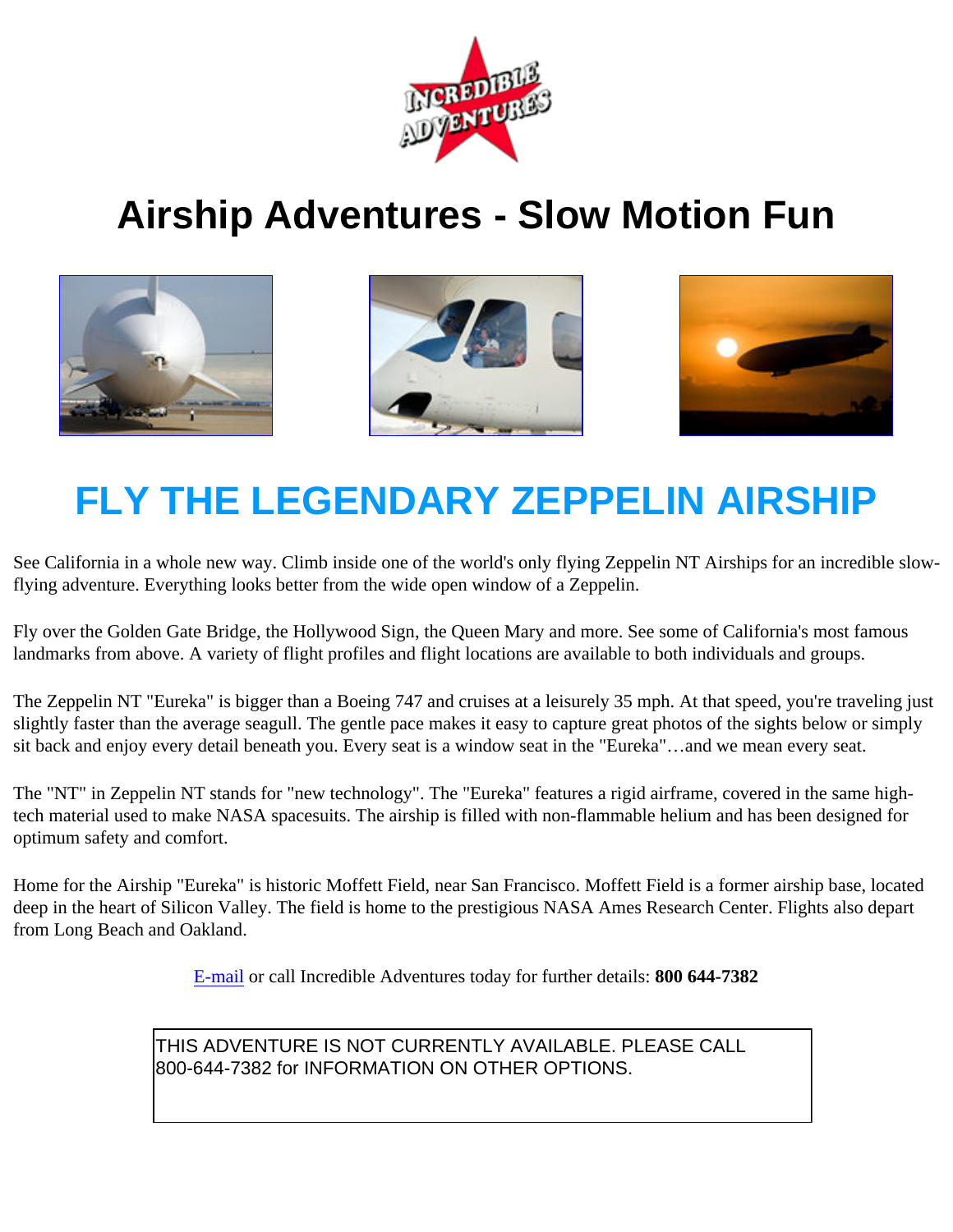# Airship Adventures - Slow Motion Fun

## FLY THE LEGENDARY ZEPPELIN AIRSHIP

See California in a whole new way. Climb inside one of the world's only flying Zeppelin NT Airships for an incredible slow-flying adventure. Everything looks better from the wide open window of a Zeppelin.

Fly over the Golden Gate Bridge, the Hollywood Sign, the Queen Mary and more. See some of California's most famous landmarks from above. A variety of flight profiles and flight locations are available to both individuals and groups.

The Zeppelin NT "Eureka" is bigger than a Boeing 747 and cruises at a leisurely 35 mph. At that speed, you're traveling just slightly faster than the average seagull. The gentle pace makes it easy to capture great photos of the sights below or simply sit back and enjoy every detail beneath you. Every seat is a window seat in the "Eureka"…and we mean every seat.

The "NT" in Zeppelin NT stands for "new technology". The "Eureka" features a rigid airframe, covered in the same high-tech material used to make NASA spacesuits. The airship is filled with non-flammable helium and has been designed for optimum safety and comfort.

Home for the Airship "Eureka" is historic Moffett Field, near San Francisco. Moffett Field is a former airship base, located deep in the heart of Silicon Valley. The field is home to the prestigious NASA Ames Research Center. Flights also depart from Long Beach and Oakland.

E-mail or call Incredible Adventures today for further details: **800 644-7382**

THIS ADVENTURE IS NOT CURRENTLY AVAILABLE. PLEASE CALL 800-644-7382 for INFORMATION ON OTHER OPTIONS.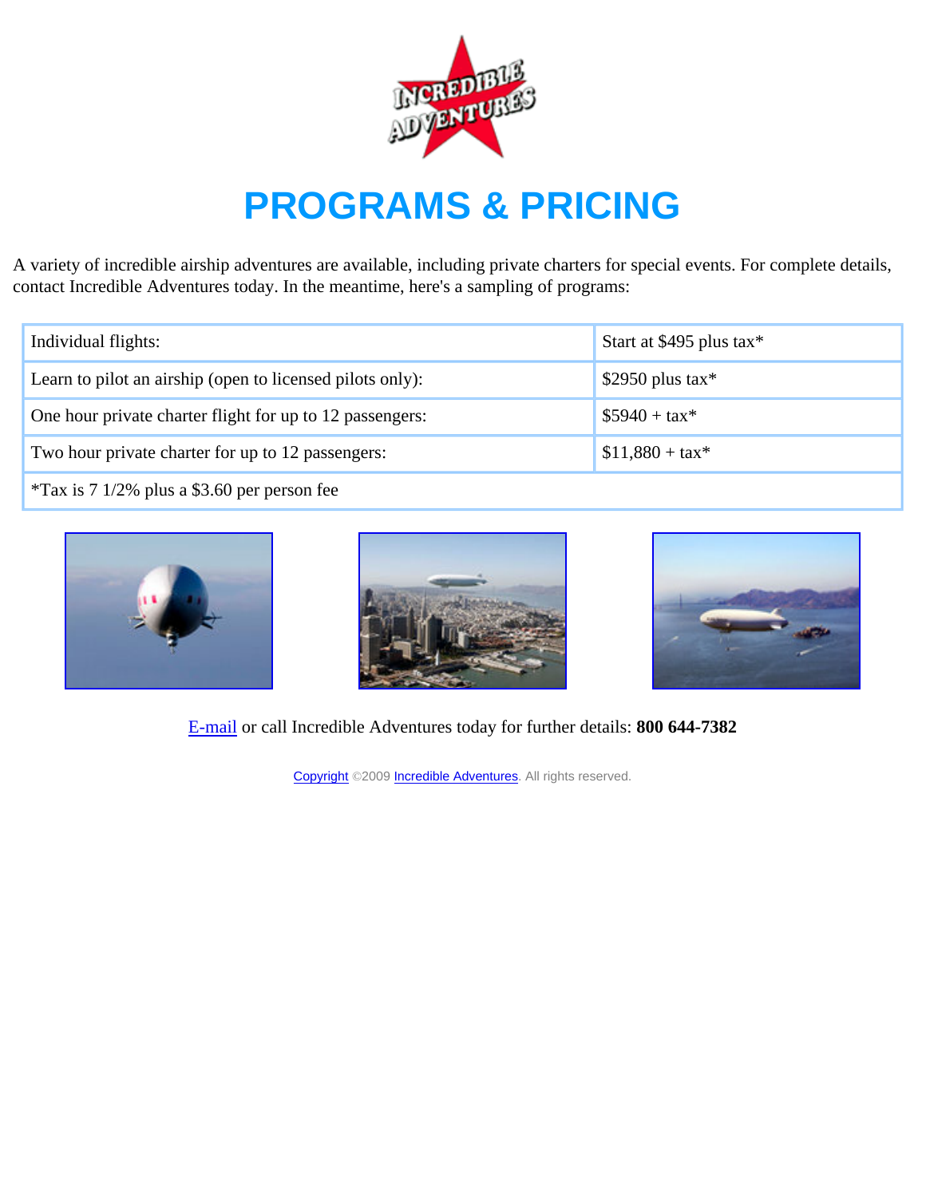# PROGRAMS & PRICING

A variety of incredible airship adventures are available, including private charters for special events. For complete details, contact Incredible Adventures today. In the meantime, here's a sampling of programs:

| | |
|---|---|
| Individual flights: | Start at $495 plus tax* |
| Learn to pilot an airship (open to licensed pilots only): | $2950 plus tax* |
| One hour private charter flight for up to 12 passengers: | $5940 + tax* |
| Two hour private charter for up to 12 passengers: | $11,880 + tax* |
| *Tax is 7 1/2% plus a $3.60 per person fee | |

E-mail or call Incredible Adventures today for further details: **800 644-7382**

Copyright ©2009 Incredible Adventures. All rights reserved.